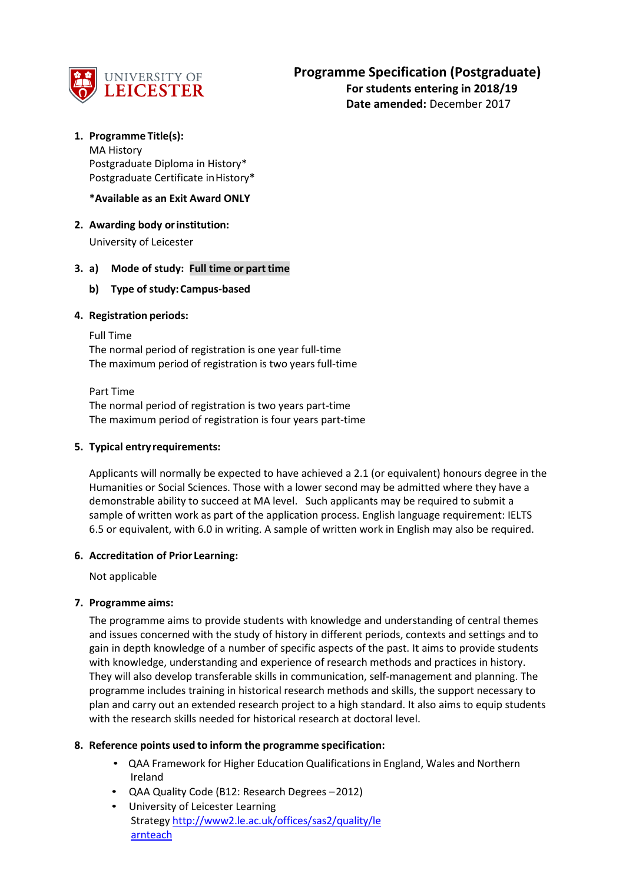UNIVERSITY OF LEICESTER

# Programme Specification (Postgraduate)

**For students entering in 2018/19**

**Date amended:** December 2017

1. **Programme Title(s):**

   MA History
   Postgraduate Diploma in History*
   Postgraduate Certificate in History*

   ***Available as an Exit Award ONLY**

2. **Awarding body or institution:**

   University of Leicester

3. **a) Mode of study: Full time or part time**

   **b) Type of study: Campus-based**

4. **Registration periods:**

   Full Time
   The normal period of registration is one year full-time
   The maximum period of registration is two years full-time

   Part Time
   The normal period of registration is two years part-time
   The maximum period of registration is four years part-time

5. **Typical entry requirements:**

   Applicants will normally be expected to have achieved a 2.1 (or equivalent) honours degree in the Humanities or Social Sciences. Those with a lower second may be admitted where they have a demonstrable ability to succeed at MA level. Such applicants may be required to submit a sample of written work as part of the application process. English language requirement: IELTS 6.5 or equivalent, with 6.0 in writing. A sample of written work in English may also be required.

6. **Accreditation of Prior Learning:**

   Not applicable

7. **Programme aims:**

   The programme aims to provide students with knowledge and understanding of central themes and issues concerned with the study of history in different periods, contexts and settings and to gain in depth knowledge of a number of specific aspects of the past. It aims to provide students with knowledge, understanding and experience of research methods and practices in history. They will also develop transferable skills in communication, self-management and planning. The programme includes training in historical research methods and skills, the support necessary to plan and carry out an extended research project to a high standard. It also aims to equip students with the research skills needed for historical research at doctoral level.

8. **Reference points used to inform the programme specification:**

   - QAA Framework for Higher Education Qualifications in England, Wales and Northern Ireland
   - QAA Quality Code (B12: Research Degrees – 2012)
   - University of Leicester Learning Strategy [http://www2.le.ac.uk/offices/sas2/quality/learnteach](http://www2.le.ac.uk/offices/sas2/quality/learnteach)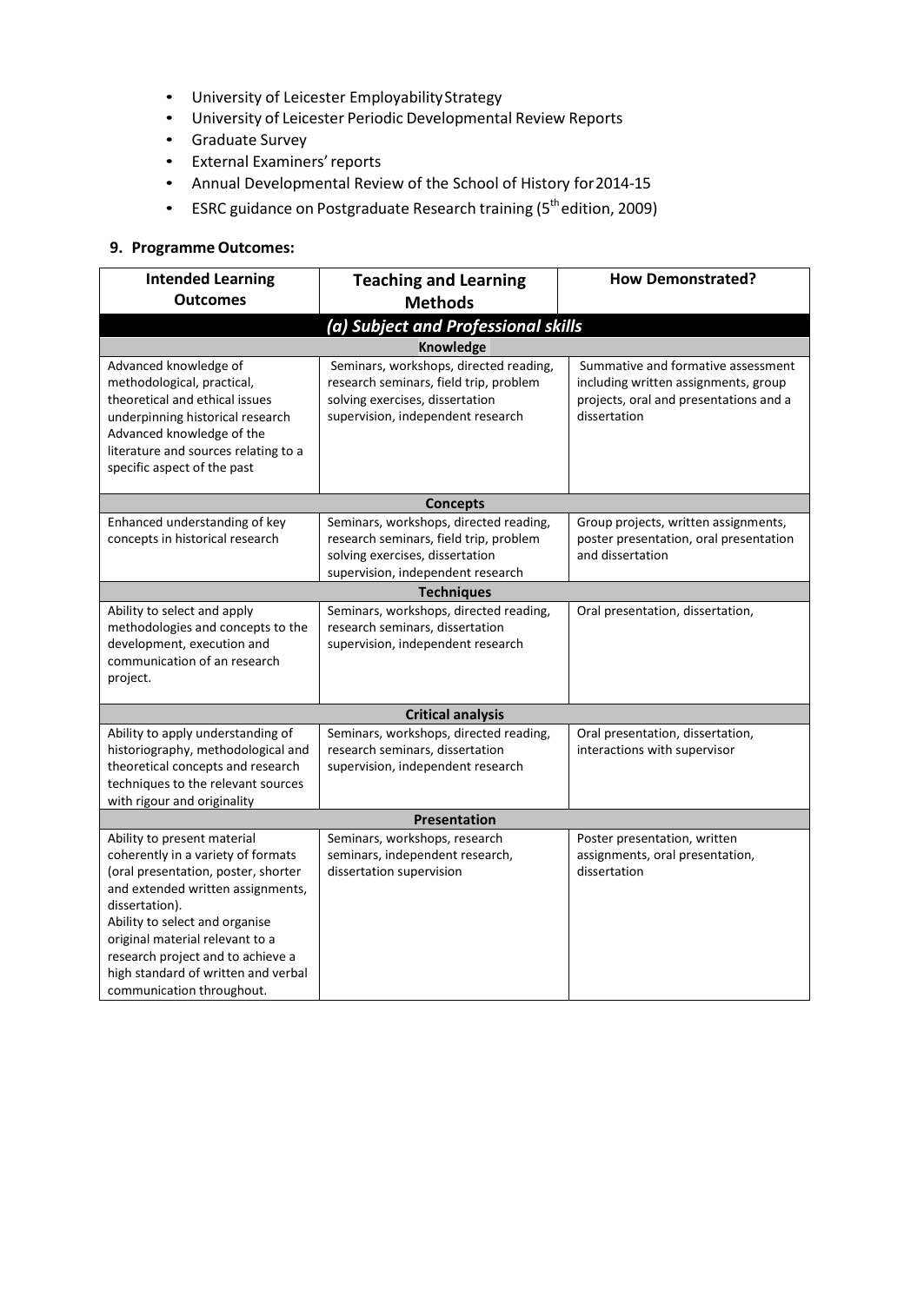- University of Leicester Employability Strategy
- University of Leicester Periodic Developmental Review Reports
- Graduate Survey
- External Examiners' reports
- Annual Developmental Review of the School of History for 2014-15
- ESRC guidance on Postgraduate Research training (5th edition, 2009)

## 9. Programme Outcomes:

| Intended Learning Outcomes | Teaching and Learning Methods | How Demonstrated? |
|---|---|---|
| ***(a) Subject and Professional skills*** | | |
| **Knowledge** | | |
| Advanced knowledge of methodological, practical, theoretical and ethical issues underpinning historical research<br>Advanced knowledge of the literature and sources relating to a specific aspect of the past | Seminars, workshops, directed reading, research seminars, field trip, problem solving exercises, dissertation supervision, independent research | Summative and formative assessment including written assignments, group projects, oral and presentations and a dissertation |
| **Concepts** | | |
| Enhanced understanding of key concepts in historical research | Seminars, workshops, directed reading, research seminars, field trip, problem solving exercises, dissertation supervision, independent research | Group projects, written assignments, poster presentation, oral presentation and dissertation |
| **Techniques** | | |
| Ability to select and apply methodologies and concepts to the development, execution and communication of an research project. | Seminars, workshops, directed reading, research seminars, dissertation supervision, independent research | Oral presentation, dissertation, |
| **Critical analysis** | | |
| Ability to apply understanding of historiography, methodological and theoretical concepts and research techniques to the relevant sources with rigour and originality | Seminars, workshops, directed reading, research seminars, dissertation supervision, independent research | Oral presentation, dissertation, interactions with supervisor |
| **Presentation** | | |
| Ability to present material coherently in a variety of formats (oral presentation, poster, shorter and extended written assignments, dissertation).<br>Ability to select and organise original material relevant to a research project and to achieve a high standard of written and verbal communication throughout. | Seminars, workshops, research seminars, independent research, dissertation supervision | Poster presentation, written assignments, oral presentation, dissertation |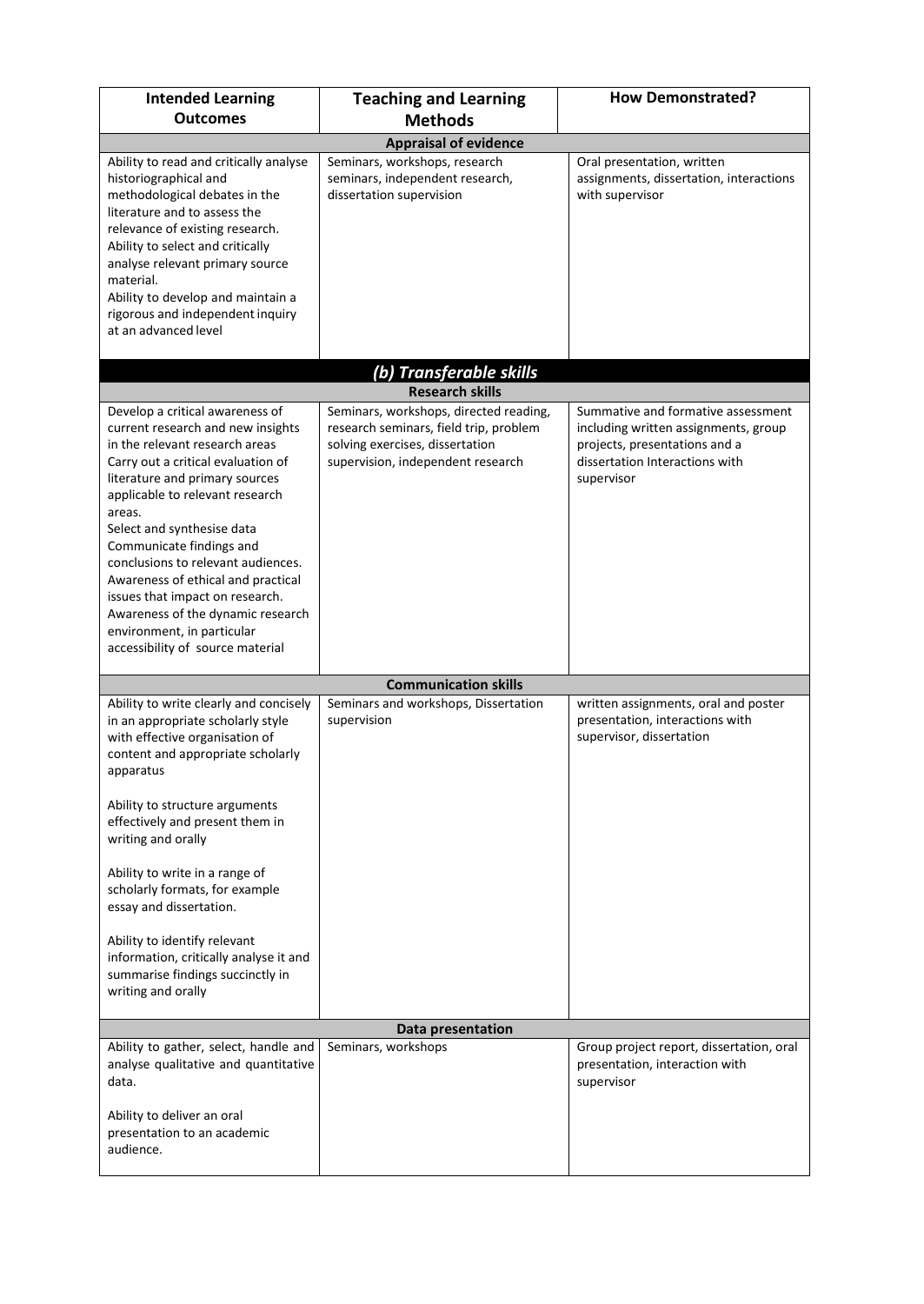| Intended Learning Outcomes | Teaching and Learning Methods | How Demonstrated? |
| --- | --- | --- |
| **Appraisal of evidence** | | |
| Ability to read and critically analyse historiographical and methodological debates in the literature and to assess the relevance of existing research.<br>Ability to select and critically analyse relevant primary source material.<br>Ability to develop and maintain a rigorous and independent inquiry at an advanced level | Seminars, workshops, research seminars, independent research, dissertation supervision | Oral presentation, written assignments, dissertation, interactions with supervisor |
| ***(b) Transferable skills*** | | |
| **Research skills** | | |
| Develop a critical awareness of current research and new insights in the relevant research areas<br>Carry out a critical evaluation of literature and primary sources applicable to relevant research areas.<br>Select and synthesise data<br>Communicate findings and conclusions to relevant audiences.<br>Awareness of ethical and practical issues that impact on research.<br>Awareness of the dynamic research environment, in particular accessibility of source material | Seminars, workshops, directed reading, research seminars, field trip, problem solving exercises, dissertation supervision, independent research | Summative and formative assessment including written assignments, group projects, presentations and a dissertation Interactions with supervisor |
| **Communication skills** | | |
| Ability to write clearly and concisely in an appropriate scholarly style with effective organisation of content and appropriate scholarly apparatus<br><br>Ability to structure arguments effectively and present them in writing and orally<br><br>Ability to write in a range of scholarly formats, for example essay and dissertation.<br><br>Ability to identify relevant information, critically analyse it and summarise findings succinctly in writing and orally | Seminars and workshops, Dissertation supervision | written assignments, oral and poster presentation, interactions with supervisor, dissertation |
| **Data presentation** | | |
| Ability to gather, select, handle and analyse qualitative and quantitative data.<br><br>Ability to deliver an oral presentation to an academic audience. | Seminars, workshops | Group project report, dissertation, oral presentation, interaction with supervisor |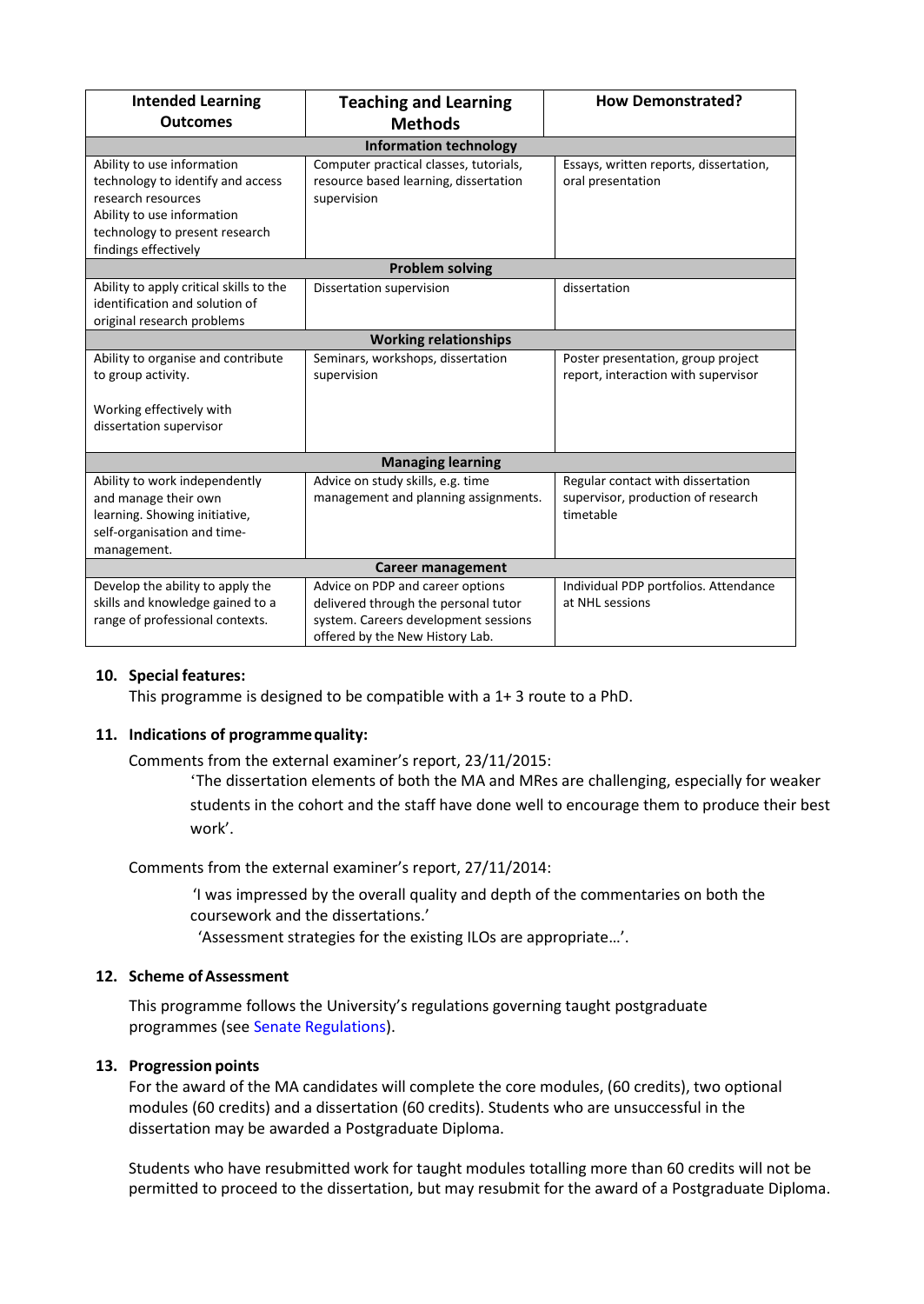| Intended Learning Outcomes | Teaching and Learning Methods | How Demonstrated? |
|---|---|---|
| **Information technology** | | |
| Ability to use information technology to identify and access research resources<br>Ability to use information technology to present research findings effectively | Computer practical classes, tutorials, resource based learning, dissertation supervision | Essays, written reports, dissertation, oral presentation |
| **Problem solving** | | |
| Ability to apply critical skills to the identification and solution of original research problems | Dissertation supervision | dissertation |
| **Working relationships** | | |
| Ability to organise and contribute to group activity.<br><br>Working effectively with dissertation supervisor | Seminars, workshops, dissertation supervision | Poster presentation, group project report, interaction with supervisor |
| **Managing learning** | | |
| Ability to work independently and manage their own learning. Showing initiative, self-organisation and time-management. | Advice on study skills, e.g. time management and planning assignments. | Regular contact with dissertation supervisor, production of research timetable |
| **Career management** | | |
| Develop the ability to apply the skills and knowledge gained to a range of professional contexts. | Advice on PDP and career options delivered through the personal tutor system. Careers development sessions offered by the New History Lab. | Individual PDP portfolios. Attendance at NHL sessions |

### 10. Special features:

This programme is designed to be compatible with a 1+ 3 route to a PhD.

### 11. Indications of programme quality:

Comments from the external examiner's report, 23/11/2015:

> 'The dissertation elements of both the MA and MRes are challenging, especially for weaker students in the cohort and the staff have done well to encourage them to produce their best work'.

Comments from the external examiner's report, 27/11/2014:

> 'I was impressed by the overall quality and depth of the commentaries on both the coursework and the dissertations.'
>
> 'Assessment strategies for the existing ILOs are appropriate…'.

### 12. Scheme of Assessment

This programme follows the University's regulations governing taught postgraduate programmes (see Senate Regulations).

### 13. Progression points

For the award of the MA candidates will complete the core modules, (60 credits), two optional modules (60 credits) and a dissertation (60 credits). Students who are unsuccessful in the dissertation may be awarded a Postgraduate Diploma.

Students who have resubmitted work for taught modules totalling more than 60 credits will not be permitted to proceed to the dissertation, but may resubmit for the award of a Postgraduate Diploma.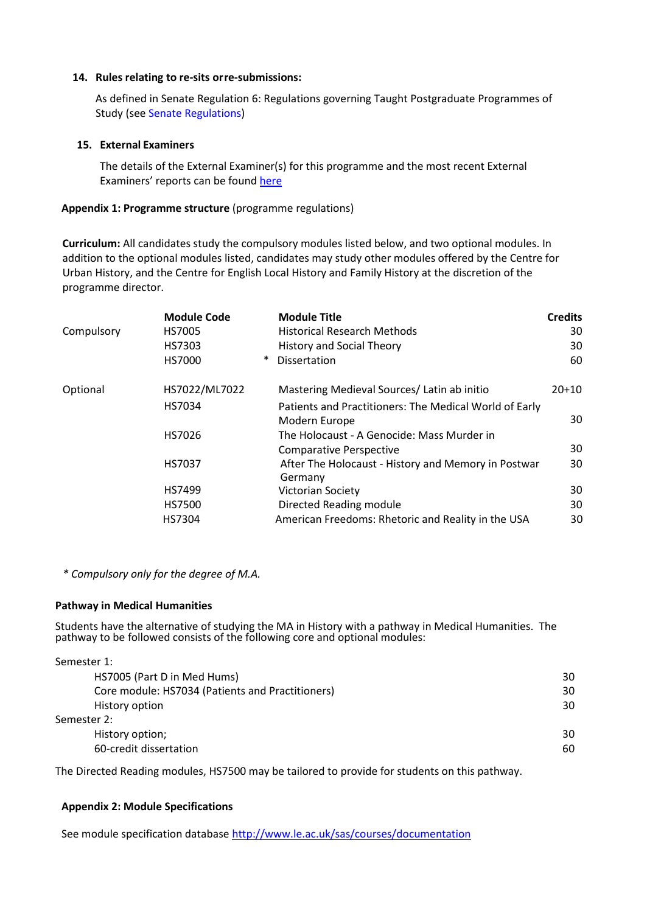**14. Rules relating to re-sits orre-submissions:**

As defined in Senate Regulation 6: Regulations governing Taught Postgraduate Programmes of Study (see Senate Regulations)

**15. External Examiners**

The details of the External Examiner(s) for this programme and the most recent External Examiners' reports can be found here

**Appendix 1: Programme structure** (programme regulations)

**Curriculum:** All candidates study the compulsory modules listed below, and two optional modules. In addition to the optional modules listed, candidates may study other modules offered by the Centre for Urban History, and the Centre for English Local History and Family History at the discretion of the programme director.

| | Module Code | | Module Title | Credits |
|---|---|---|---|---|
| Compulsory | HS7005 | | Historical Research Methods | 30 |
| | HS7303 | | History and Social Theory | 30 |
| | HS7000 | * | Dissertation | 60 |
| Optional | HS7022/ML7022 | | Mastering Medieval Sources/ Latin ab initio | 20+10 |
| | HS7034 | | Patients and Practitioners: The Medical World of Early Modern Europe | 30 |
| | HS7026 | | The Holocaust - A Genocide: Mass Murder in Comparative Perspective | 30 |
| | HS7037 | | After The Holocaust - History and Memory in Postwar Germany | 30 |
| | HS7499 | | Victorian Society | 30 |
| | HS7500 | | Directed Reading module | 30 |
| | HS7304 | | American Freedoms: Rhetoric and Reality in the USA | 30 |

*\* Compulsory only for the degree of M.A.*

**Pathway in Medical Humanities**

Students have the alternative of studying the MA in History with a pathway in Medical Humanities. The pathway to be followed consists of the following core and optional modules:

| | |
|---|---|
| Semester 1: | |
| HS7005 (Part D in Med Hums) | 30 |
| Core module: HS7034 (Patients and Practitioners) | 30 |
| History option | 30 |
| Semester 2: | |
| History option; | 30 |
| 60-credit dissertation | 60 |

The Directed Reading modules, HS7500 may be tailored to provide for students on this pathway.

**Appendix 2: Module Specifications**

See module specification database http://www.le.ac.uk/sas/courses/documentation